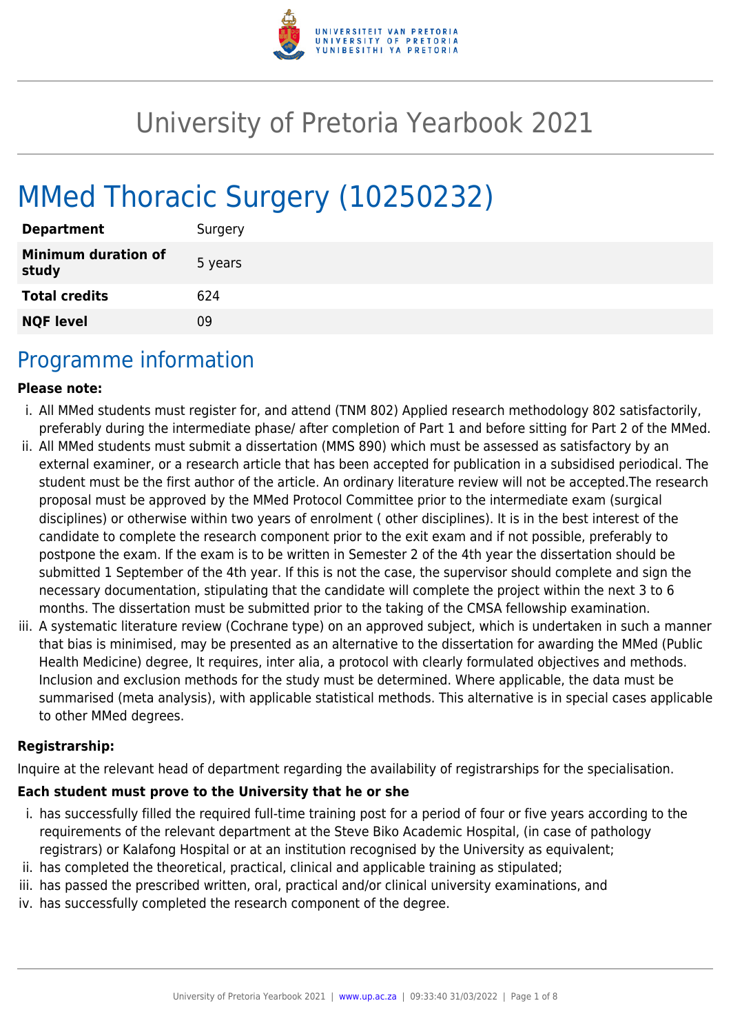# University of Pretoria Yearbook 2021

# MMed Thoracic Surgery (10250232)

| | |
|---|---|
| **Department** | Surgery |
| **Minimum duration of study** | 5 years |
| **Total credits** | 624 |
| **NQF level** | 09 |

## Programme information

**Please note:**

i. All MMed students must register for, and attend (TNM 802) Applied research methodology 802 satisfactorily, preferably during the intermediate phase/ after completion of Part 1 and before sitting for Part 2 of the MMed.

ii. All MMed students must submit a dissertation (MMS 890) which must be assessed as satisfactory by an external examiner, or a research article that has been accepted for publication in a subsidised periodical. The student must be the first author of the article. An ordinary literature review will not be accepted.The research proposal must be approved by the MMed Protocol Committee prior to the intermediate exam (surgical disciplines) or otherwise within two years of enrolment ( other disciplines). It is in the best interest of the candidate to complete the research component prior to the exit exam and if not possible, preferably to postpone the exam. If the exam is to be written in Semester 2 of the 4th year the dissertation should be submitted 1 September of the 4th year. If this is not the case, the supervisor should complete and sign the necessary documentation, stipulating that the candidate will complete the project within the next 3 to 6 months. The dissertation must be submitted prior to the taking of the CMSA fellowship examination.

iii. A systematic literature review (Cochrane type) on an approved subject, which is undertaken in such a manner that bias is minimised, may be presented as an alternative to the dissertation for awarding the MMed (Public Health Medicine) degree, It requires, inter alia, a protocol with clearly formulated objectives and methods. Inclusion and exclusion methods for the study must be determined. Where applicable, the data must be summarised (meta analysis), with applicable statistical methods. This alternative is in special cases applicable to other MMed degrees.

**Registrarship:**

Inquire at the relevant head of department regarding the availability of registrarships for the specialisation.

**Each student must prove to the University that he or she**

i. has successfully filled the required full-time training post for a period of four or five years according to the requirements of the relevant department at the Steve Biko Academic Hospital, (in case of pathology registrars) or Kalafong Hospital or at an institution recognised by the University as equivalent;

ii. has completed the theoretical, practical, clinical and applicable training as stipulated;

iii. has passed the prescribed written, oral, practical and/or clinical university examinations, and

iv. has successfully completed the research component of the degree.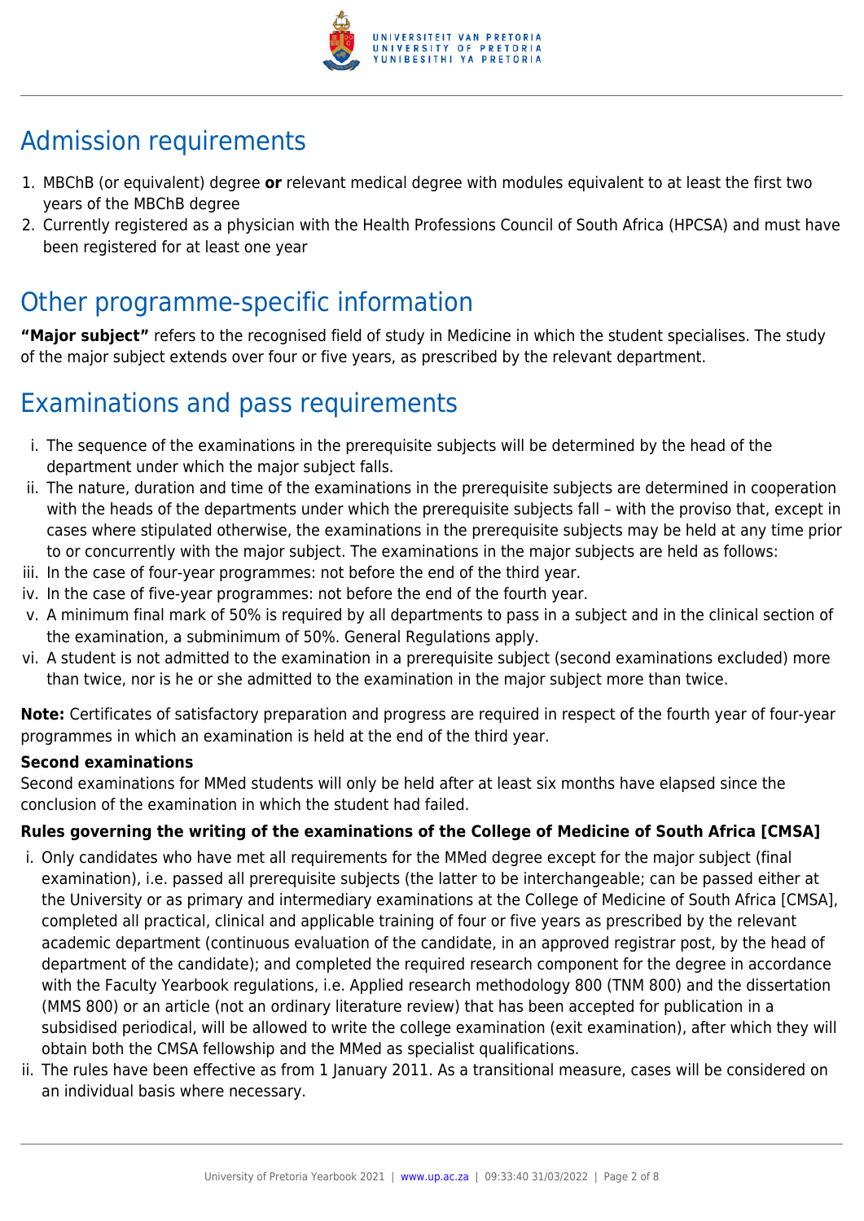## Admission requirements

1. MBChB (or equivalent) degree **or** relevant medical degree with modules equivalent to at least the first two years of the MBChB degree
2. Currently registered as a physician with the Health Professions Council of South Africa (HPCSA) and must have been registered for at least one year

## Other programme-specific information

**"Major subject"** refers to the recognised field of study in Medicine in which the student specialises. The study of the major subject extends over four or five years, as prescribed by the relevant department.

## Examinations and pass requirements

i. The sequence of the examinations in the prerequisite subjects will be determined by the head of the department under which the major subject falls.
ii. The nature, duration and time of the examinations in the prerequisite subjects are determined in cooperation with the heads of the departments under which the prerequisite subjects fall – with the proviso that, except in cases where stipulated otherwise, the examinations in the prerequisite subjects may be held at any time prior to or concurrently with the major subject. The examinations in the major subjects are held as follows:
iii. In the case of four-year programmes: not before the end of the third year.
iv. In the case of five-year programmes: not before the end of the fourth year.
v. A minimum final mark of 50% is required by all departments to pass in a subject and in the clinical section of the examination, a subminimum of 50%. General Regulations apply.
vi. A student is not admitted to the examination in a prerequisite subject (second examinations excluded) more than twice, nor is he or she admitted to the examination in the major subject more than twice.

**Note:** Certificates of satisfactory preparation and progress are required in respect of the fourth year of four-year programmes in which an examination is held at the end of the third year.

**Second examinations**

Second examinations for MMed students will only be held after at least six months have elapsed since the conclusion of the examination in which the student had failed.

**Rules governing the writing of the examinations of the College of Medicine of South Africa [CMSA]**

i. Only candidates who have met all requirements for the MMed degree except for the major subject (final examination), i.e. passed all prerequisite subjects (the latter to be interchangeable; can be passed either at the University or as primary and intermediary examinations at the College of Medicine of South Africa [CMSA], completed all practical, clinical and applicable training of four or five years as prescribed by the relevant academic department (continuous evaluation of the candidate, in an approved registrar post, by the head of department of the candidate); and completed the required research component for the degree in accordance with the Faculty Yearbook regulations, i.e. Applied research methodology 800 (TNM 800) and the dissertation (MMS 800) or an article (not an ordinary literature review) that has been accepted for publication in a subsidised periodical, will be allowed to write the college examination (exit examination), after which they will obtain both the CMSA fellowship and the MMed as specialist qualifications.
ii. The rules have been effective as from 1 January 2011. As a transitional measure, cases will be considered on an individual basis where necessary.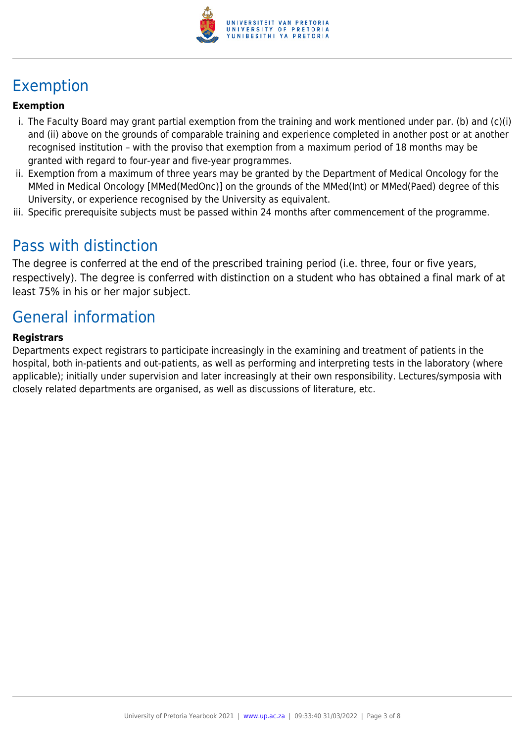## Exemption

**Exemption**

i. The Faculty Board may grant partial exemption from the training and work mentioned under par. (b) and (c)(i) and (ii) above on the grounds of comparable training and experience completed in another post or at another recognised institution – with the proviso that exemption from a maximum period of 18 months may be granted with regard to four-year and five-year programmes.
ii. Exemption from a maximum of three years may be granted by the Department of Medical Oncology for the MMed in Medical Oncology [MMed(MedOnc)] on the grounds of the MMed(Int) or MMed(Paed) degree of this University, or experience recognised by the University as equivalent.
iii. Specific prerequisite subjects must be passed within 24 months after commencement of the programme.

## Pass with distinction

The degree is conferred at the end of the prescribed training period (i.e. three, four or five years, respectively). The degree is conferred with distinction on a student who has obtained a final mark of at least 75% in his or her major subject.

## General information

**Registrars**

Departments expect registrars to participate increasingly in the examining and treatment of patients in the hospital, both in-patients and out-patients, as well as performing and interpreting tests in the laboratory (where applicable); initially under supervision and later increasingly at their own responsibility. Lectures/symposia with closely related departments are organised, as well as discussions of literature, etc.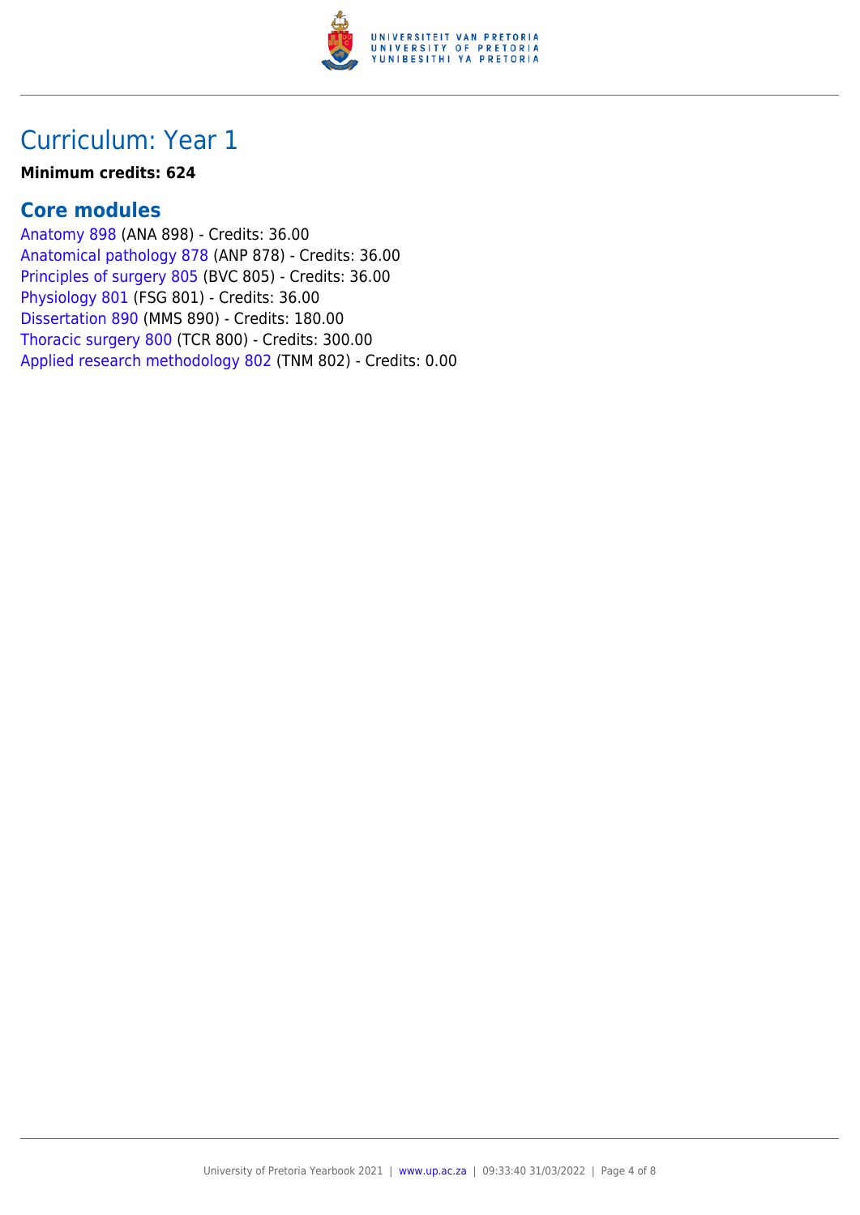# Curriculum: Year 1

**Minimum credits: 624**

## Core modules

Anatomy 898 (ANA 898) - Credits: 36.00
Anatomical pathology 878 (ANP 878) - Credits: 36.00
Principles of surgery 805 (BVC 805) - Credits: 36.00
Physiology 801 (FSG 801) - Credits: 36.00
Dissertation 890 (MMS 890) - Credits: 180.00
Thoracic surgery 800 (TCR 800) - Credits: 300.00
Applied research methodology 802 (TNM 802) - Credits: 0.00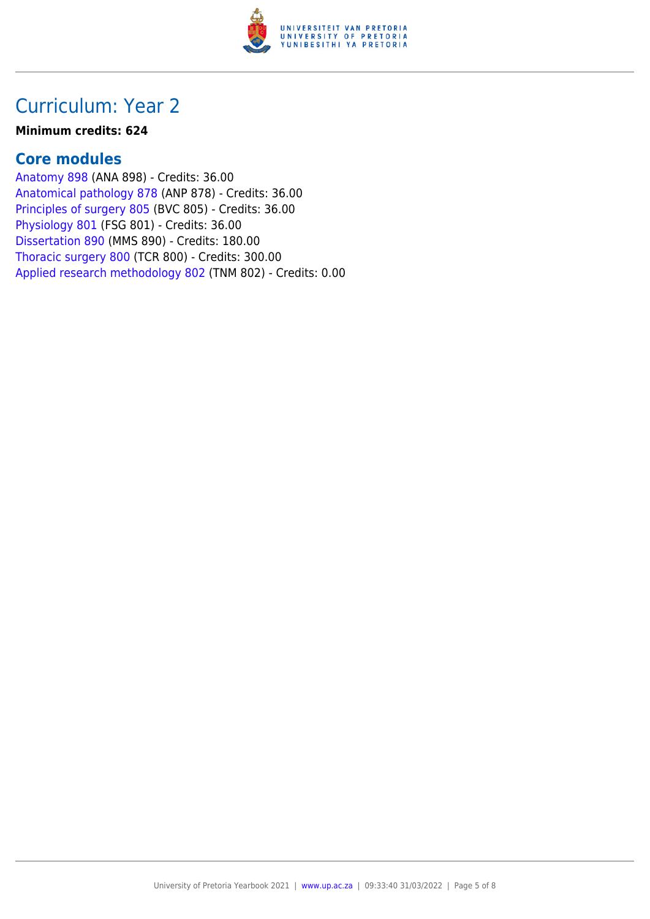# Curriculum: Year 2

**Minimum credits: 624**

## Core modules

Anatomy 898 (ANA 898) - Credits: 36.00
Anatomical pathology 878 (ANP 878) - Credits: 36.00
Principles of surgery 805 (BVC 805) - Credits: 36.00
Physiology 801 (FSG 801) - Credits: 36.00
Dissertation 890 (MMS 890) - Credits: 180.00
Thoracic surgery 800 (TCR 800) - Credits: 300.00
Applied research methodology 802 (TNM 802) - Credits: 0.00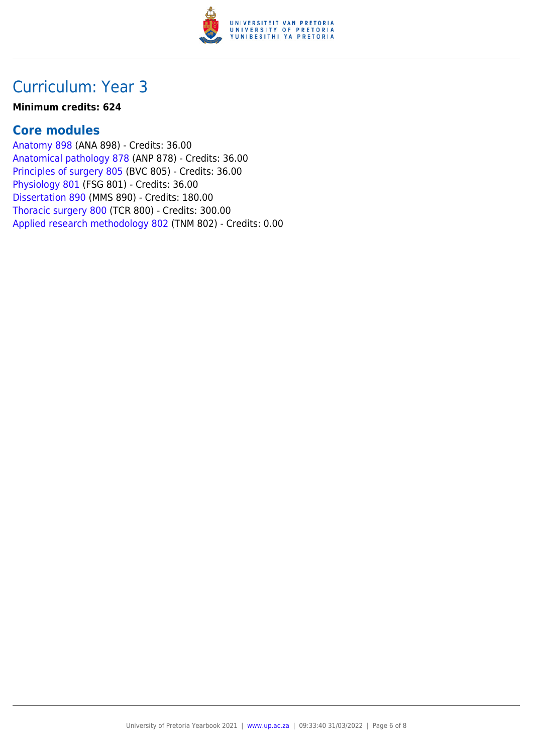# Curriculum: Year 3

**Minimum credits: 624**

## Core modules

Anatomy 898 (ANA 898) - Credits: 36.00
Anatomical pathology 878 (ANP 878) - Credits: 36.00
Principles of surgery 805 (BVC 805) - Credits: 36.00
Physiology 801 (FSG 801) - Credits: 36.00
Dissertation 890 (MMS 890) - Credits: 180.00
Thoracic surgery 800 (TCR 800) - Credits: 300.00
Applied research methodology 802 (TNM 802) - Credits: 0.00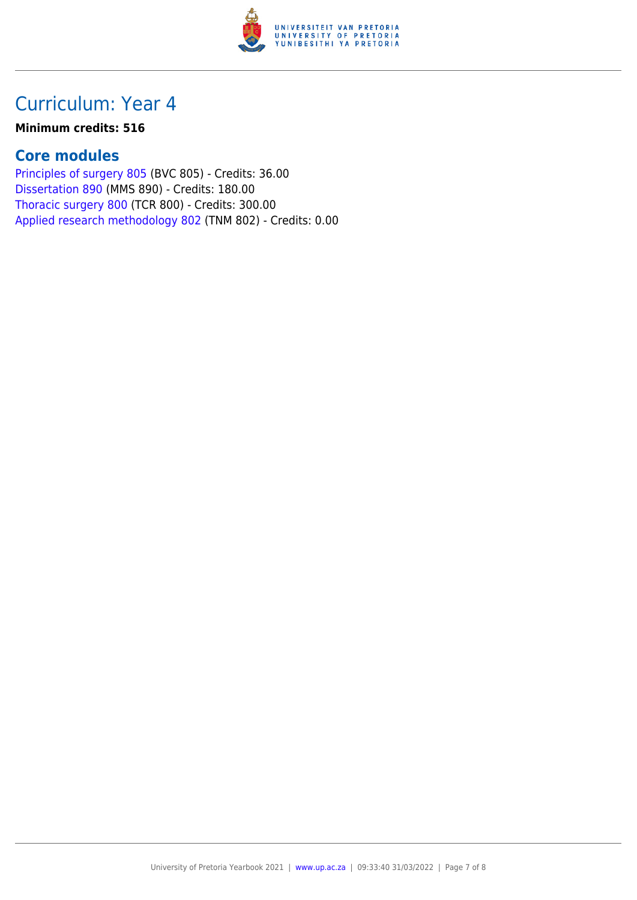# Curriculum: Year 4

**Minimum credits: 516**

## Core modules

Principles of surgery 805 (BVC 805) - Credits: 36.00
Dissertation 890 (MMS 890) - Credits: 180.00
Thoracic surgery 800 (TCR 800) - Credits: 300.00
Applied research methodology 802 (TNM 802) - Credits: 0.00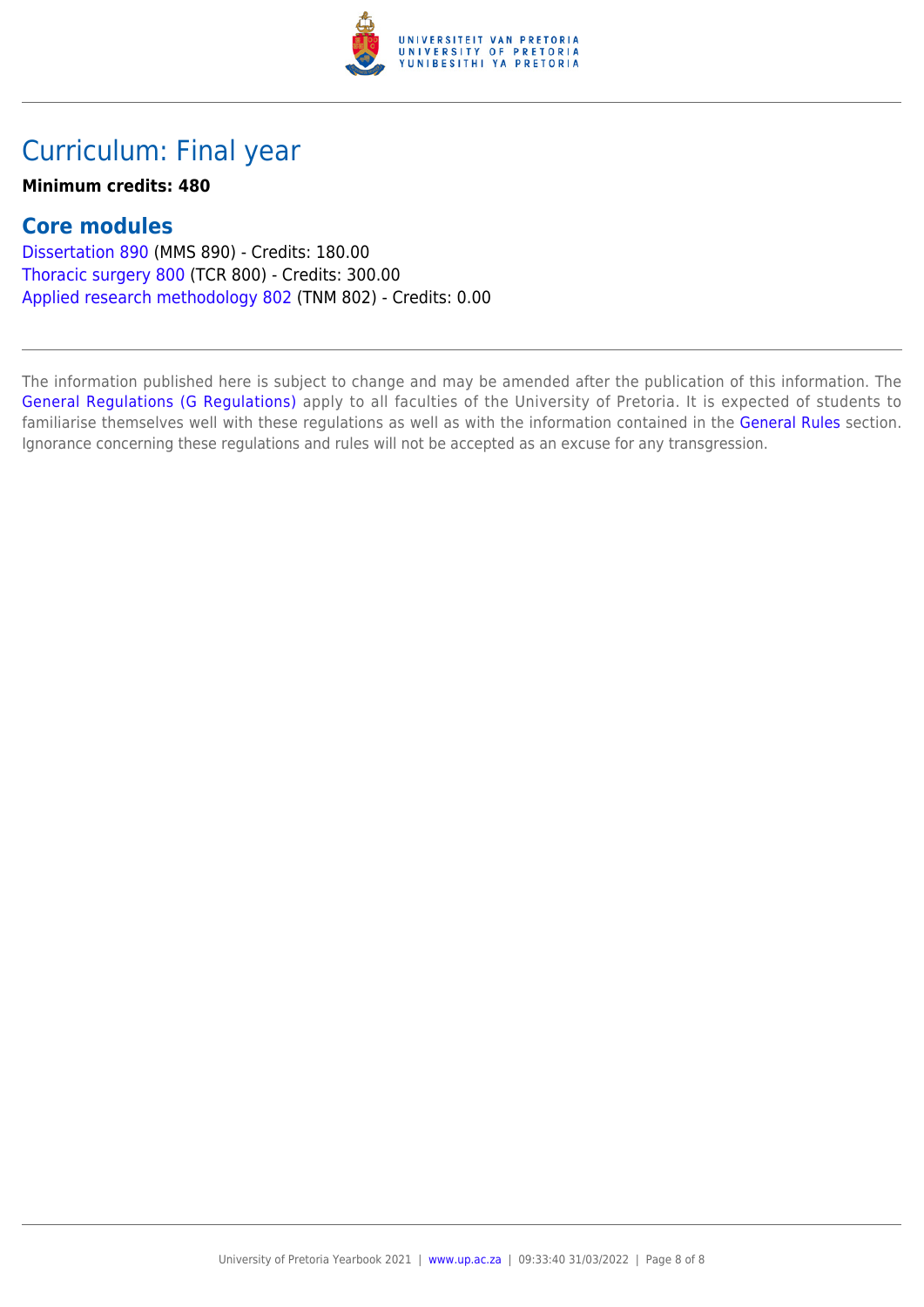## Curriculum: Final year

**Minimum credits: 480**

### Core modules

Dissertation 890 (MMS 890) - Credits: 180.00
Thoracic surgery 800 (TCR 800) - Credits: 300.00
Applied research methodology 802 (TNM 802) - Credits: 0.00

The information published here is subject to change and may be amended after the publication of this information. The General Regulations (G Regulations) apply to all faculties of the University of Pretoria. It is expected of students to familiarise themselves well with these regulations as well as with the information contained in the General Rules section. Ignorance concerning these regulations and rules will not be accepted as an excuse for any transgression.